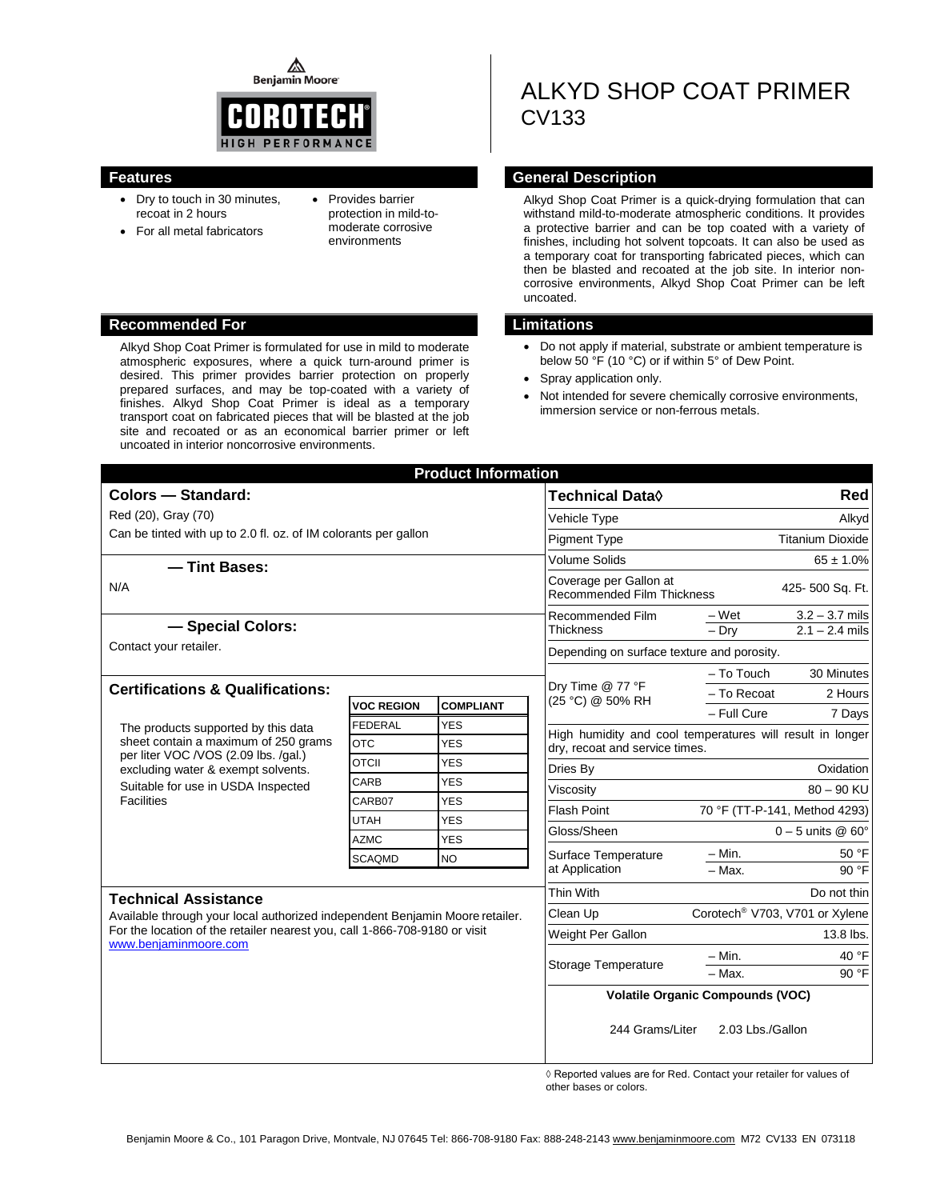Benjamin Moore

COROTECH® HIGH PERFORMANCE

# ALKYD SHOP COAT PRIMER
# CV133

## Features

- Dry to touch in 30 minutes, recoat in 2 hours
- For all metal fabricators
- Provides barrier protection in mild-to-moderate corrosive environments

## General Description

Alkyd Shop Coat Primer is a quick-drying formulation that can withstand mild-to-moderate atmospheric conditions. It provides a protective barrier and can be top coated with a variety of finishes, including hot solvent topcoats. It can also be used as a temporary coat for transporting fabricated pieces, which can then be blasted and recoated at the job site. In interior non-corrosive environments, Alkyd Shop Coat Primer can be left uncoated.

## Recommended For

Alkyd Shop Coat Primer is formulated for use in mild to moderate atmospheric exposures, where a quick turn-around primer is desired. This primer provides barrier protection on properly prepared surfaces, and may be top-coated with a variety of finishes. Alkyd Shop Coat Primer is ideal as a temporary transport coat on fabricated pieces that will be blasted at the job site and recoated or as an economical barrier primer or left uncoated in interior noncorrosive environments.

## Limitations

- Do not apply if material, substrate or ambient temperature is below 50 °F (10 °C) or if within 5° of Dew Point.
- Spray application only.
- Not intended for severe chemically corrosive environments, immersion service or non-ferrous metals.

## Product Information

### Colors — Standard:

Red (20), Gray (70)

Can be tinted with up to 2.0 fl. oz. of IM colorants per gallon

### — Tint Bases:

N/A

### — Special Colors:

Contact your retailer.

### Certifications & Qualifications:

The products supported by this data sheet contain a maximum of 250 grams per liter VOC /VOS (2.09 lbs. /gal.) excluding water & exempt solvents.

Suitable for use in USDA Inspected Facilities

| VOC REGION | COMPLIANT |
|---|---|
| FEDERAL | YES |
| OTC | YES |
| OTCII | YES |
| CARB | YES |
| CARB07 | YES |
| UTAH | YES |
| AZMC | YES |
| SCAQMD | NO |

### Technical Assistance

Available through your local authorized independent Benjamin Moore retailer. For the location of the retailer nearest you, call 1-866-708-9180 or visit www.benjaminmoore.com

| Technical Data◊ | | Red |
|---|---|---|
| Vehicle Type | | Alkyd |
| Pigment Type | | Titanium Dioxide |
| Volume Solids | | 65 ± 1.0% |
| Coverage per Gallon at Recommended Film Thickness | | 425- 500 Sq. Ft. |
| Recommended Film Thickness | – Wet | 3.2 – 3.7 mils |
| | – Dry | 2.1 – 2.4 mils |
| Depending on surface texture and porosity. | | |
| Dry Time @ 77 °F (25 °C) @ 50% RH | – To Touch | 30 Minutes |
| | – To Recoat | 2 Hours |
| | – Full Cure | 7 Days |
| High humidity and cool temperatures will result in longer dry, recoat and service times. | | |
| Dries By | | Oxidation |
| Viscosity | | 80 – 90 KU |
| Flash Point | | 70 °F (TT-P-141, Method 4293) |
| Gloss/Sheen | | 0 – 5 units @ 60° |
| Surface Temperature at Application | – Min. | 50 °F |
| | – Max. | 90 °F |
| Thin With | | Do not thin |
| Clean Up | | Corotech® V703, V701 or Xylene |
| Weight Per Gallon | | 13.8 lbs. |
| Storage Temperature | – Min. | 40 °F |
| | – Max. | 90 °F |

**Volatile Organic Compounds (VOC)**

244 Grams/Liter  2.03 Lbs./Gallon

◊ Reported values are for Red. Contact your retailer for values of other bases or colors.

Benjamin Moore & Co., 101 Paragon Drive, Montvale, NJ 07645 Tel: 866-708-9180 Fax: 888-248-2143 www.benjaminmoore.com M72 CV133 EN 073118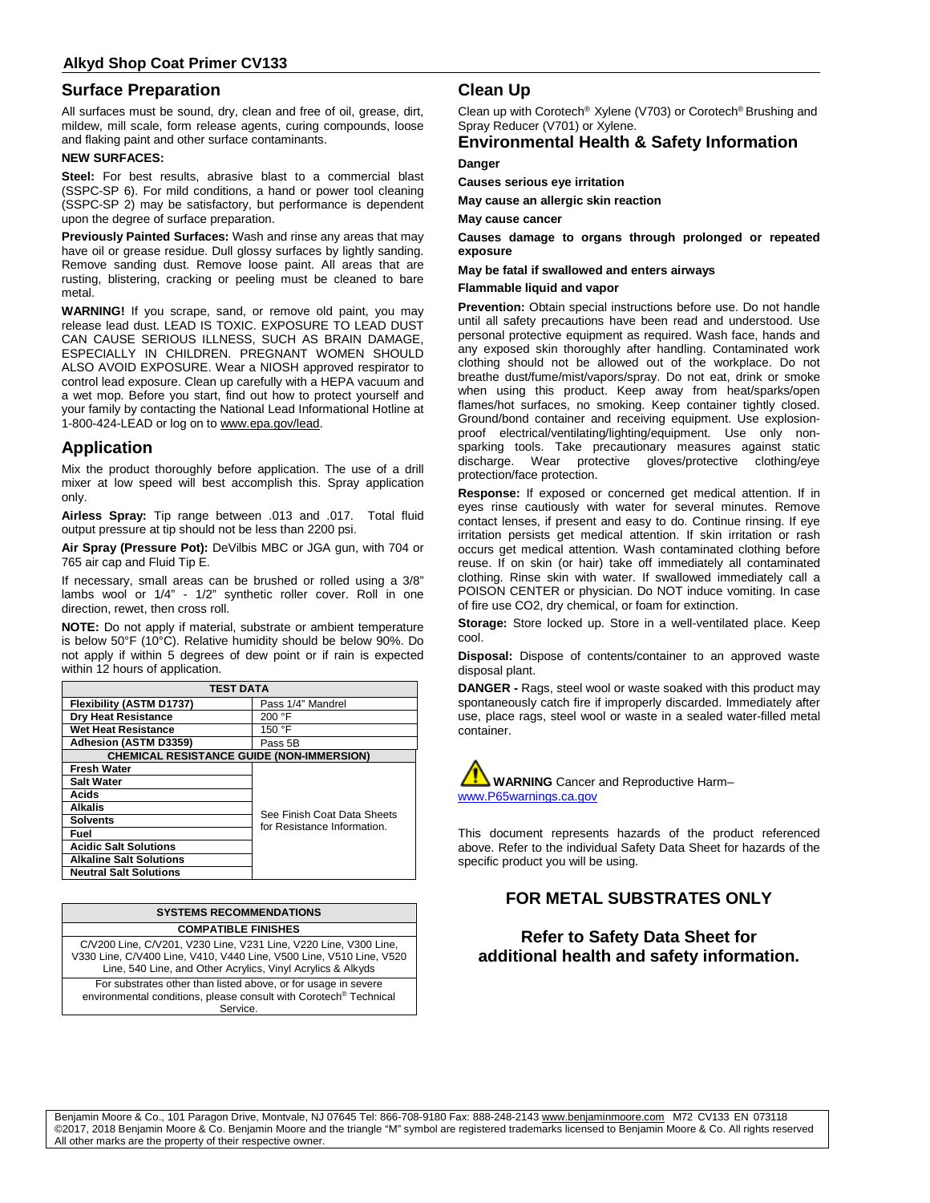**Alkyd Shop Coat Primer CV133**

## Surface Preparation

All surfaces must be sound, dry, clean and free of oil, grease, dirt, mildew, mill scale, form release agents, curing compounds, loose and flaking paint and other surface contaminants.

**NEW SURFACES:**

**Steel:** For best results, abrasive blast to a commercial blast (SSPC-SP 6). For mild conditions, a hand or power tool cleaning (SSPC-SP 2) may be satisfactory, but performance is dependent upon the degree of surface preparation.

**Previously Painted Surfaces:** Wash and rinse any areas that may have oil or grease residue. Dull glossy surfaces by lightly sanding. Remove sanding dust. Remove loose paint. All areas that are rusting, blistering, cracking or peeling must be cleaned to bare metal.

**WARNING!** If you scrape, sand, or remove old paint, you may release lead dust. LEAD IS TOXIC. EXPOSURE TO LEAD DUST CAN CAUSE SERIOUS ILLNESS, SUCH AS BRAIN DAMAGE, ESPECIALLY IN CHILDREN. PREGNANT WOMEN SHOULD ALSO AVOID EXPOSURE. Wear a NIOSH approved respirator to control lead exposure. Clean up carefully with a HEPA vacuum and a wet mop. Before you start, find out how to protect yourself and your family by contacting the National Lead Informational Hotline at 1-800-424-LEAD or log on to www.epa.gov/lead.

## Application

Mix the product thoroughly before application. The use of a drill mixer at low speed will best accomplish this. Spray application only.

**Airless Spray:** Tip range between .013 and .017. Total fluid output pressure at tip should not be less than 2200 psi.

**Air Spray (Pressure Pot):** DeVilbis MBC or JGA gun, with 704 or 765 air cap and Fluid Tip E.

If necessary, small areas can be brushed or rolled using a 3/8" lambs wool or 1/4" - 1/2" synthetic roller cover. Roll in one direction, rewet, then cross roll.

**NOTE:** Do not apply if material, substrate or ambient temperature is below 50°F (10°C). Relative humidity should be below 90%. Do not apply if within 5 degrees of dew point or if rain is expected within 12 hours of application.

| TEST DATA | |
|---|---|
| **Flexibility (ASTM D1737)** | Pass 1/4" Mandrel |
| **Dry Heat Resistance** | 200 °F |
| **Wet Heat Resistance** | 150 °F |
| **Adhesion (ASTM D3359)** | Pass 5B |
| **CHEMICAL RESISTANCE GUIDE (NON-IMMERSION)** | |
| **Fresh Water** | See Finish Coat Data Sheets for Resistance Information. |
| **Salt Water** | |
| **Acids** | |
| **Alkalis** | |
| **Solvents** | |
| **Fuel** | |
| **Acidic Salt Solutions** | |
| **Alkaline Salt Solutions** | |
| **Neutral Salt Solutions** | |

| SYSTEMS RECOMMENDATIONS |
|---|
| **COMPATIBLE FINISHES** |
| C/V200 Line, C/V201, V230 Line, V231 Line, V220 Line, V300 Line, V330 Line, C/V400 Line, V410, V440 Line, V500 Line, V510 Line, V520 Line, 540 Line, and Other Acrylics, Vinyl Acrylics & Alkyds |
| For substrates other than listed above, or for usage in severe environmental conditions, please consult with Corotech® Technical Service. |

## Clean Up

Clean up with Corotech® Xylene (V703) or Corotech® Brushing and Spray Reducer (V701) or Xylene.

## Environmental Health & Safety Information

**Danger**

**Causes serious eye irritation**

**May cause an allergic skin reaction**

**May cause cancer**

**Causes damage to organs through prolonged or repeated exposure**

**May be fatal if swallowed and enters airways**

**Flammable liquid and vapor**

**Prevention:** Obtain special instructions before use. Do not handle until all safety precautions have been read and understood. Use personal protective equipment as required. Wash face, hands and any exposed skin thoroughly after handling. Contaminated work clothing should not be allowed out of the workplace. Do not breathe dust/fume/mist/vapors/spray. Do not eat, drink or smoke when using this product. Keep away from heat/sparks/open flames/hot surfaces, no smoking. Keep container tightly closed. Ground/bond container and receiving equipment. Use explosion-proof electrical/ventilating/lighting/equipment. Use only non-sparking tools. Take precautionary measures against static discharge. Wear protective gloves/protective clothing/eye protection/face protection.

**Response:** If exposed or concerned get medical attention. If in eyes rinse cautiously with water for several minutes. Remove contact lenses, if present and easy to do. Continue rinsing. If eye irritation persists get medical attention. If skin irritation or rash occurs get medical attention. Wash contaminated clothing before reuse. If on skin (or hair) take off immediately all contaminated clothing. Rinse skin with water. If swallowed immediately call a POISON CENTER or physician. Do NOT induce vomiting. In case of fire use CO2, dry chemical, or foam for extinction.

**Storage:** Store locked up. Store in a well-ventilated place. Keep cool.

**Disposal:** Dispose of contents/container to an approved waste disposal plant.

**DANGER -** Rags, steel wool or waste soaked with this product may spontaneously catch fire if improperly discarded. Immediately after use, place rags, steel wool or waste in a sealed water-filled metal container.

**WARNING** Cancer and Reproductive Harm– www.P65warnings.ca.gov

This document represents hazards of the product referenced above. Refer to the individual Safety Data Sheet for hazards of the specific product you will be using.

**FOR METAL SUBSTRATES ONLY**

**Refer to Safety Data Sheet for additional health and safety information.**

Benjamin Moore & Co., 101 Paragon Drive, Montvale, NJ 07645 Tel: 866-708-9180 Fax: 888-248-2143 www.benjaminmoore.com M72 CV133 EN 073118
©2017, 2018 Benjamin Moore & Co. Benjamin Moore and the triangle "M" symbol are registered trademarks licensed to Benjamin Moore & Co. All rights reserved
All other marks are the property of their respective owner.